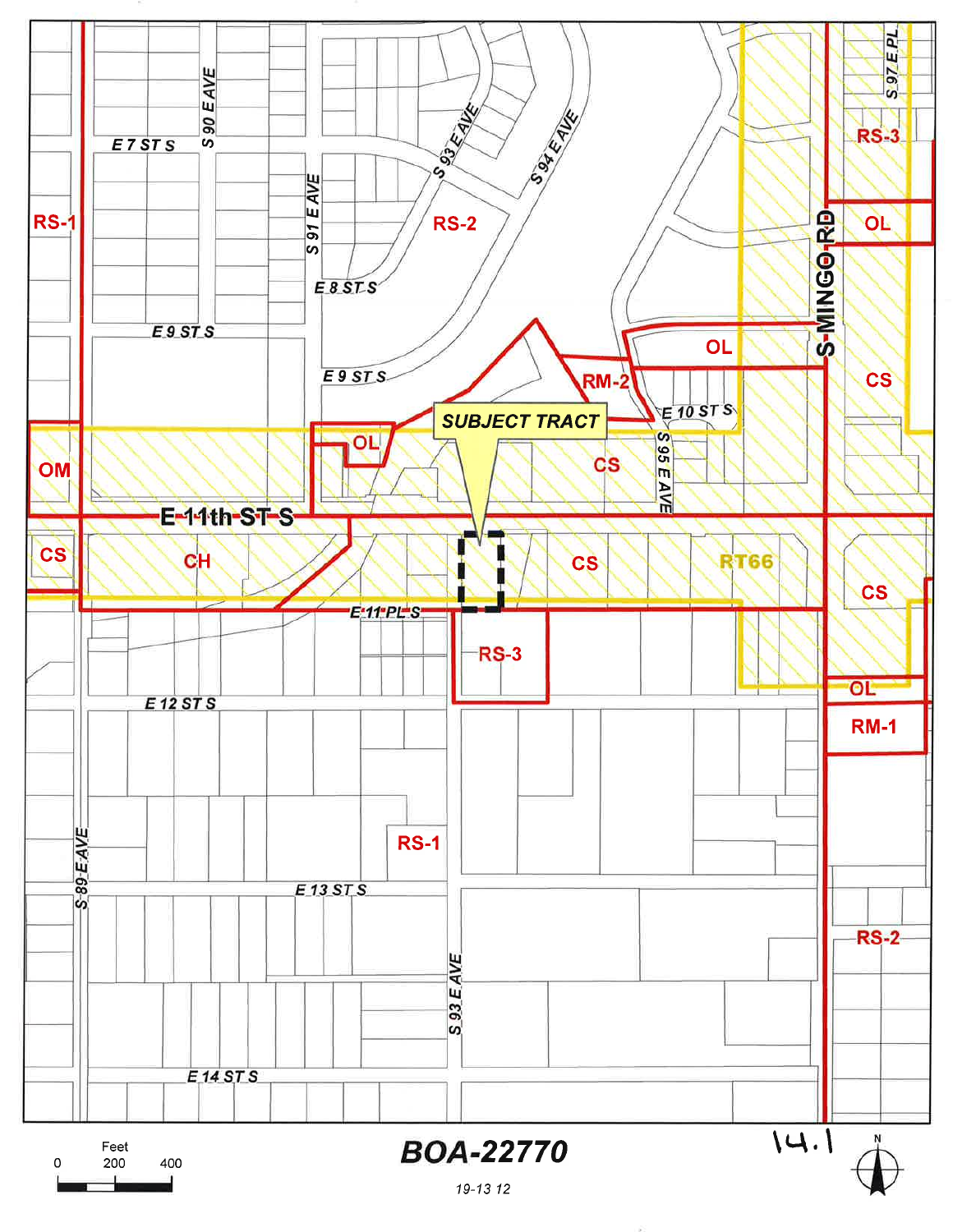SUBJECT TRACT

E 7 ST S

S 90 E AVE

S 93 E AVE

S 94 E AVE

S 97 E PL

RS-3

RS-1

S 91 E AVE

RS-2

OL

S MINGO RD

E 8 ST S

E 9 ST S

E 9 ST S

OL

RM-2

CS

E 10 ST S

OL

OM

CS

S 95 E AVE

E 11th ST S

CS

CH

CS

RT66

CS

E 11 PL S

RS-3

OL

RM-1

E 12 ST S

RS-1

S 89 E AVE

E 13 ST S

S 93 E AVE

RS-2

E 14 ST S

Feet

0 200 400

**BOA-22770**

19-13 12

14.1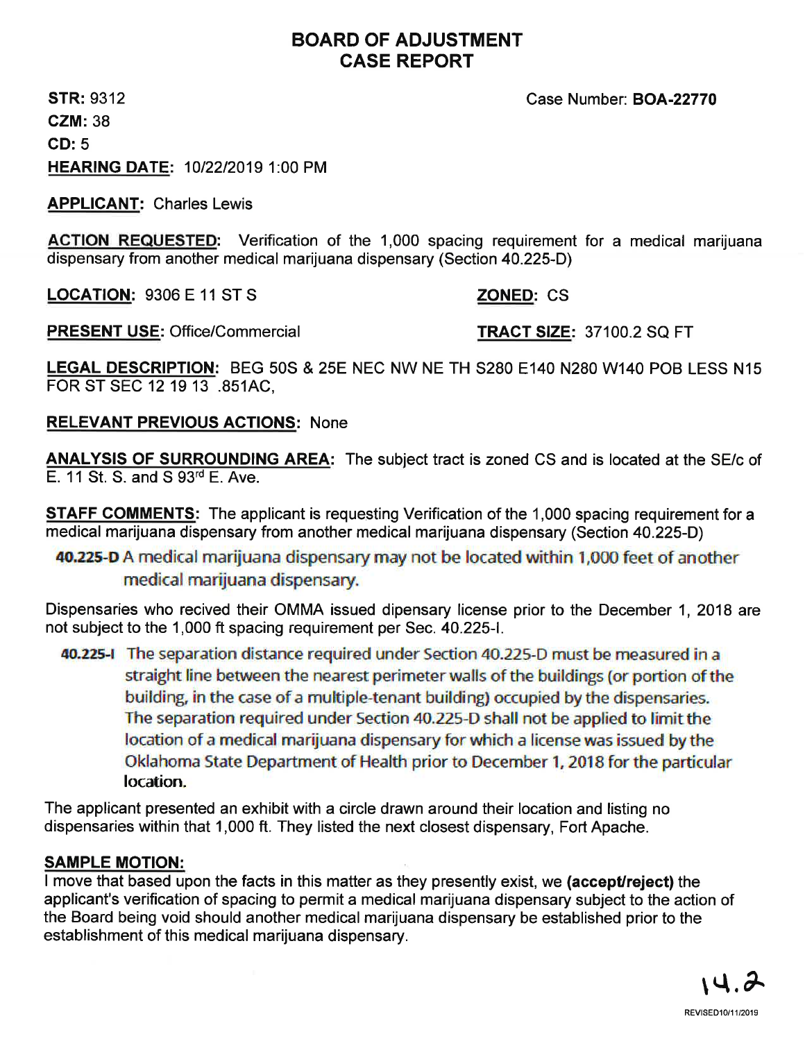# BOARD OF ADJUSTMENT CASE REPORT

**STR:** 9312

**CZM:** 38

**CD:** 5

**HEARING DATE:** 10/22/2019 1:00 PM

Case Number: **BOA-22770**

**APPLICANT:** Charles Lewis

**ACTION REQUESTED:** Verification of the 1,000 spacing requirement for a medical marijuana dispensary from another medical marijuana dispensary (Section 40.225-D)

**LOCATION:** 9306 E 11 ST S

**ZONED:** CS

**PRESENT USE:** Office/Commercial

**TRACT SIZE:** 37100.2 SQ FT

**LEGAL DESCRIPTION:** BEG 50S & 25E NEC NW NE TH S280 E140 N280 W140 POB LESS N15 FOR ST SEC 12 19 13 .851AC,

**RELEVANT PREVIOUS ACTIONS:** None

**ANALYSIS OF SURROUNDING AREA:** The subject tract is zoned CS and is located at the SE/c of E. 11 St. S. and S 93rd E. Ave.

**STAFF COMMENTS:** The applicant is requesting Verification of the 1,000 spacing requirement for a medical marijuana dispensary from another medical marijuana dispensary (Section 40.225-D)

> **40.225-D** A medical marijuana dispensary may not be located within 1,000 feet of another medical marijuana dispensary.

Dispensaries who recived their OMMA issued dipensary license prior to the December 1, 2018 are not subject to the 1,000 ft spacing requirement per Sec. 40.225-I.

> **40.225-I** The separation distance required under Section 40.225-D must be measured in a straight line between the nearest perimeter walls of the buildings (or portion of the building, in the case of a multiple-tenant building) occupied by the dispensaries. The separation required under Section 40.225-D shall not be applied to limit the location of a medical marijuana dispensary for which a license was issued by the Oklahoma State Department of Health prior to December 1, 2018 for the particular location.

The applicant presented an exhibit with a circle drawn around their location and listing no dispensaries within that 1,000 ft. They listed the next closest dispensary, Fort Apache.

**SAMPLE MOTION:**

I move that based upon the facts in this matter as they presently exist, we **(accept/reject)** the applicant's verification of spacing to permit a medical marijuana dispensary subject to the action of the Board being void should another medical marijuana dispensary be established prior to the establishment of this medical marijuana dispensary.

14.2

REVISED10/11/2019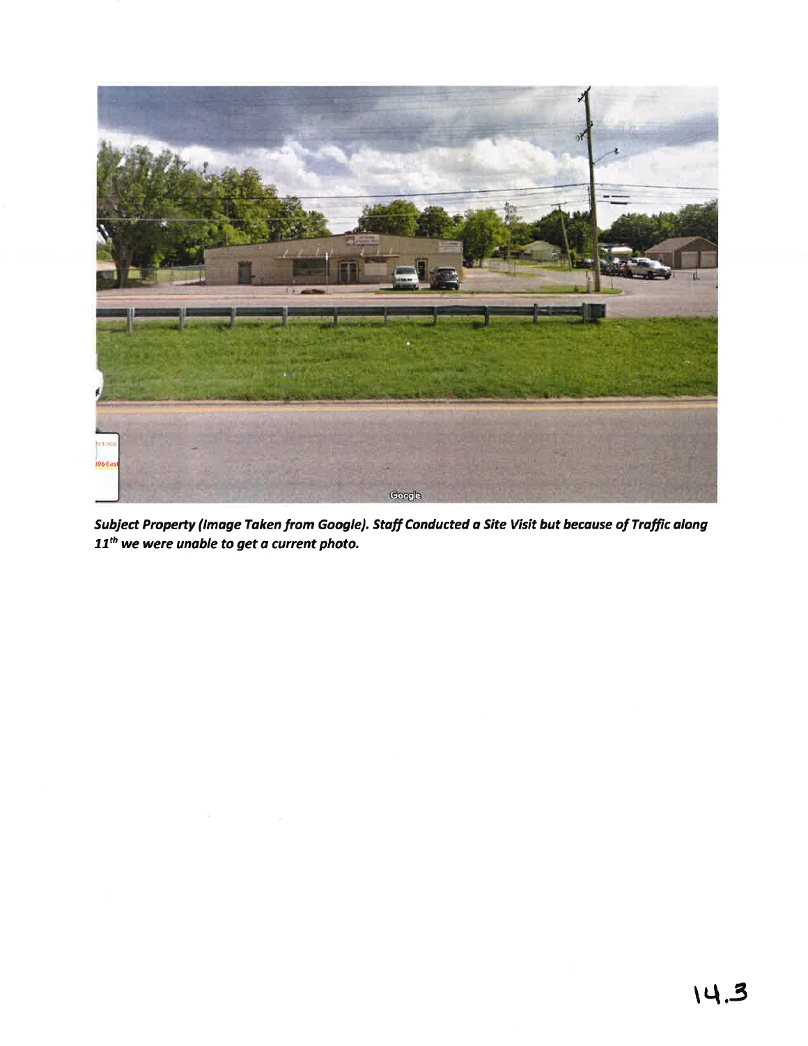***Subject Property (Image Taken from Google). Staff Conducted a Site Visit but because of Traffic along 11th we were unable to get a current photo.***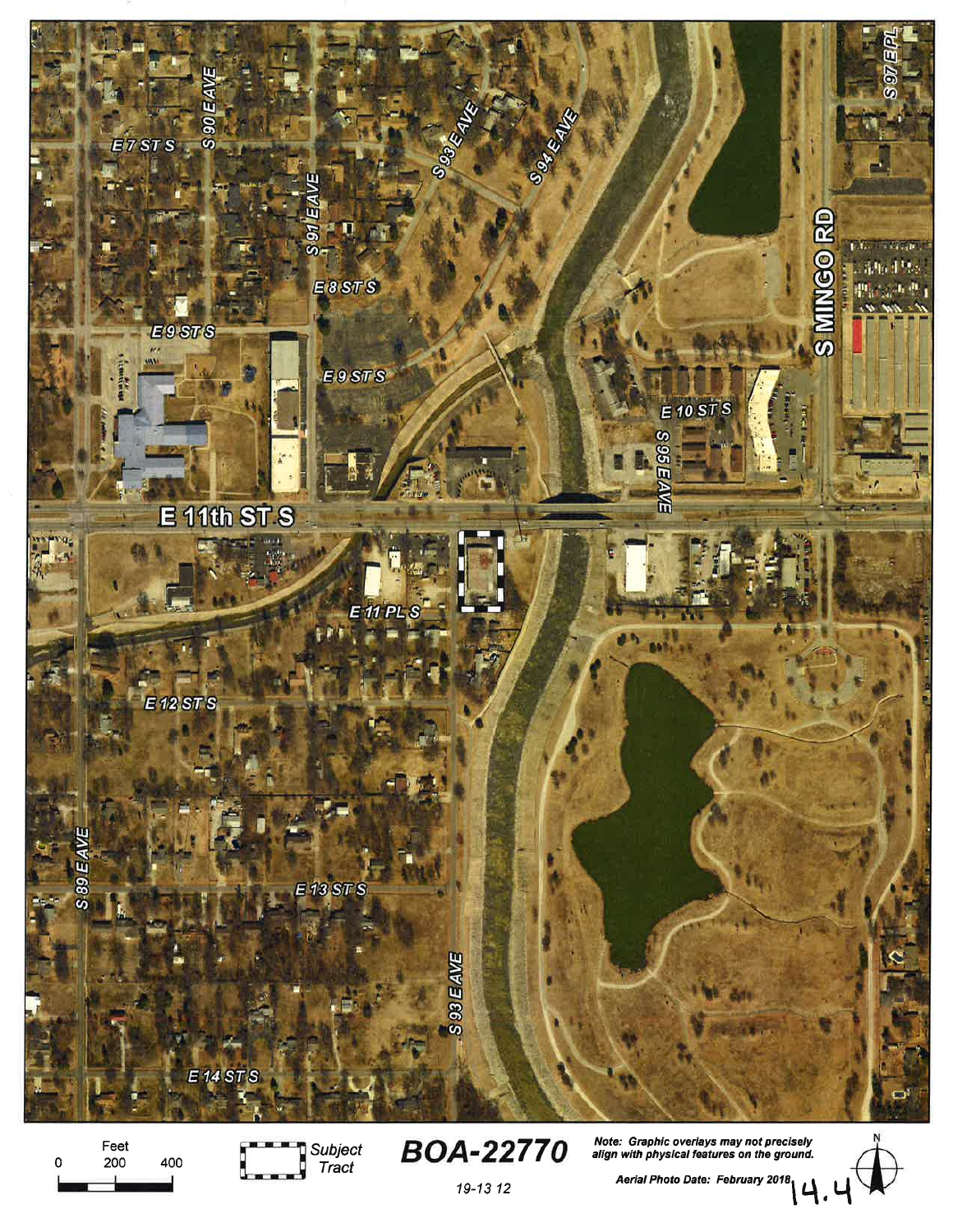E 7 ST S

S 90 E AVE

S 93 E AVE

S 94 E AVE

S 97 E PL

S 91 E AVE

S MINGO RD

E 8 ST S

E 9 ST S

E 9 ST S

E 10 ST S

S 95 E AVE

E 11th ST S

E 11 PL S

E 12 ST S

S 89 E AVE

E 13 ST S

S 93 E AVE

E 14 ST S

Feet

0 200 400

Subject Tract

**BOA-22770**

19-13 12

*Note: Graphic overlays may not precisely align with physical features on the ground.*

*Aerial Photo Date: February 2018*

14.4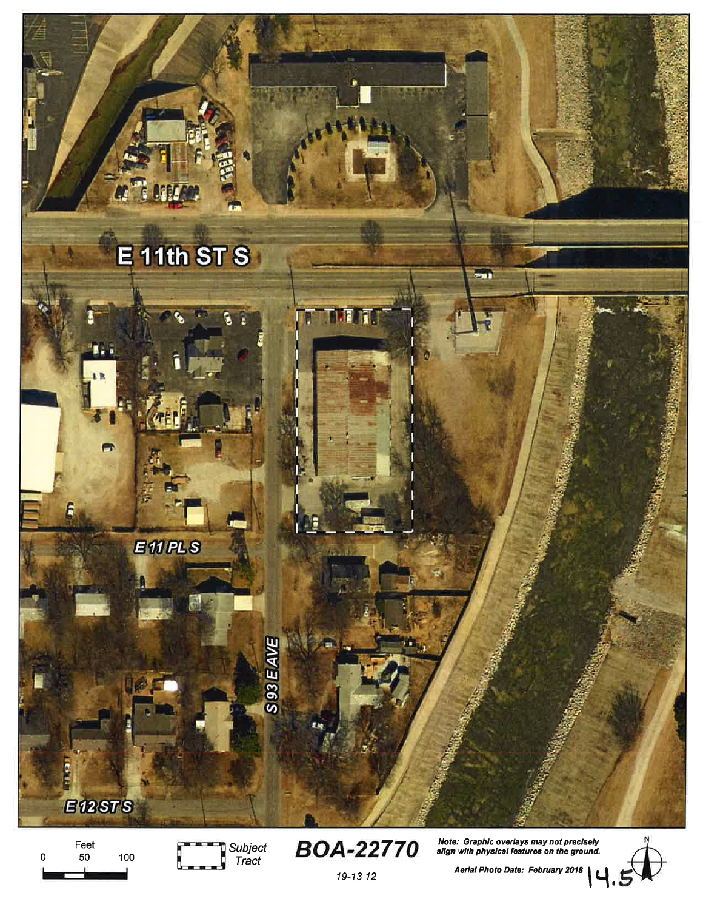E 11th ST S

E 11 PL S

S 93 E AVE

E 12 ST S

Feet

0 50 100

Subject Tract

**BOA-22770**

19-13 12

*Note: Graphic overlays may not precisely align with physical features on the ground.*

*Aerial Photo Date: February 2018*

14.5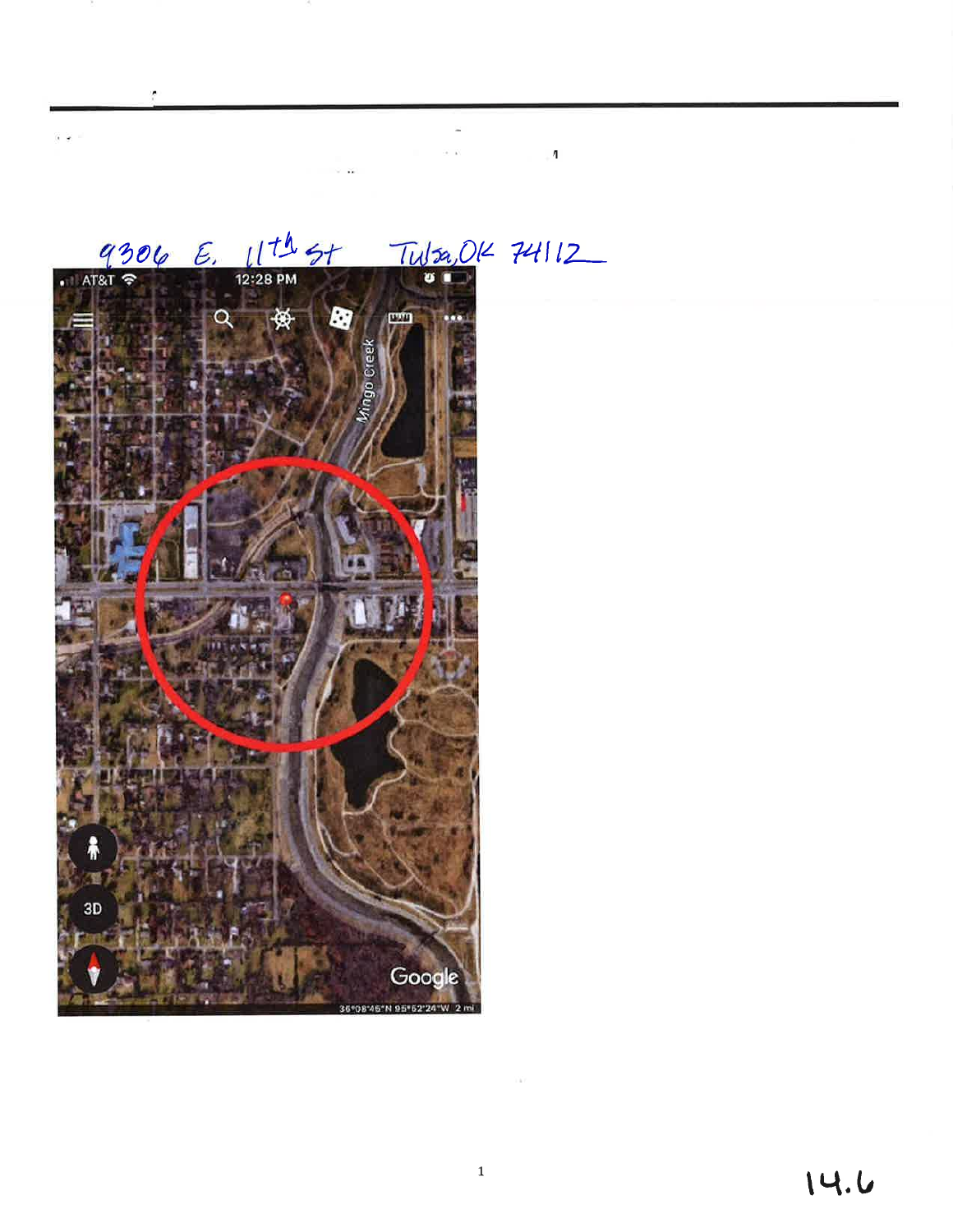9306 E. 11th St Tulsa, OK 74112

14.6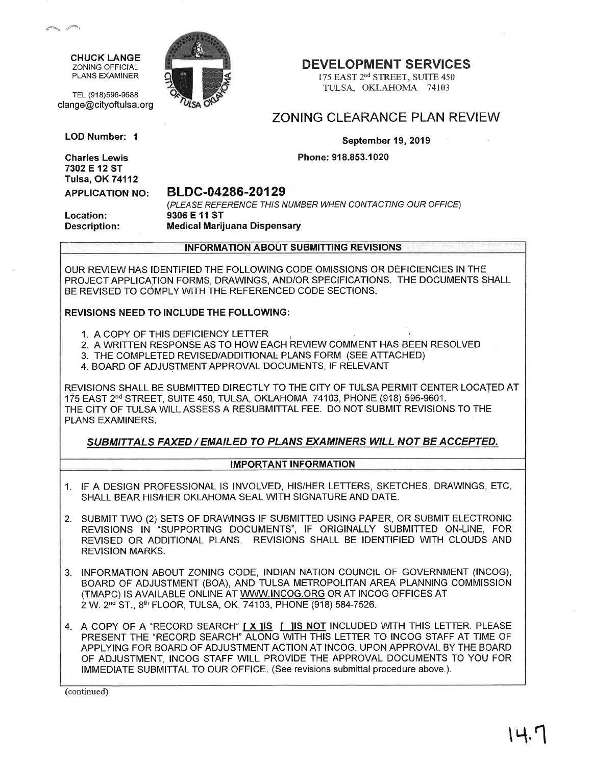CHUCK LANGE
ZONING OFFICIAL
PLANS EXAMINER

TEL (918)596-9688
clange@cityoftulsa.org

# DEVELOPMENT SERVICES

175 EAST 2nd STREET, SUITE 450
TULSA, OKLAHOMA 74103

## ZONING CLEARANCE PLAN REVIEW

**LOD Number: 1**

**September 19, 2019**

**Charles Lewis**
**7302 E 12 ST**
**Tulsa, OK 74112**

**Phone: 918.853.1020**

**APPLICATION NO:** **BLDC-04286-20129**
*(PLEASE REFERENCE THIS NUMBER WHEN CONTACTING OUR OFFICE)*

**Location:** **9306 E 11 ST**
**Description:** **Medical Marijuana Dispensary**

### INFORMATION ABOUT SUBMITTING REVISIONS

OUR REVIEW HAS IDENTIFIED THE FOLLOWING CODE OMISSIONS OR DEFICIENCIES IN THE PROJECT APPLICATION FORMS, DRAWINGS, AND/OR SPECIFICATIONS. THE DOCUMENTS SHALL BE REVISED TO COMPLY WITH THE REFERENCED CODE SECTIONS.

**REVISIONS NEED TO INCLUDE THE FOLLOWING:**

1. A COPY OF THIS DEFICIENCY LETTER
2. A WRITTEN RESPONSE AS TO HOW EACH REVIEW COMMENT HAS BEEN RESOLVED
3. THE COMPLETED REVISED/ADDITIONAL PLANS FORM (SEE ATTACHED)
4. BOARD OF ADJUSTMENT APPROVAL DOCUMENTS, IF RELEVANT

REVISIONS SHALL BE SUBMITTED DIRECTLY TO THE CITY OF TULSA PERMIT CENTER LOCATED AT 175 EAST 2nd STREET, SUITE 450, TULSA, OKLAHOMA 74103, PHONE (918) 596-9601. THE CITY OF TULSA WILL ASSESS A RESUBMITTAL FEE. DO NOT SUBMIT REVISIONS TO THE PLANS EXAMINERS.

***SUBMITTALS FAXED / EMAILED TO PLANS EXAMINERS WILL NOT BE ACCEPTED.***

### IMPORTANT INFORMATION

1. IF A DESIGN PROFESSIONAL IS INVOLVED, HIS/HER LETTERS, SKETCHES, DRAWINGS, ETC. SHALL BEAR HIS/HER OKLAHOMA SEAL WITH SIGNATURE AND DATE.
2. SUBMIT TWO (2) SETS OF DRAWINGS IF SUBMITTED USING PAPER, OR SUBMIT ELECTRONIC REVISIONS IN "SUPPORTING DOCUMENTS", IF ORIGINALLY SUBMITTED ON-LINE, FOR REVISED OR ADDITIONAL PLANS. REVISIONS SHALL BE IDENTIFIED WITH CLOUDS AND REVISION MARKS.
3. INFORMATION ABOUT ZONING CODE, INDIAN NATION COUNCIL OF GOVERNMENT (INCOG), BOARD OF ADJUSTMENT (BOA), AND TULSA METROPOLITAN AREA PLANNING COMMISSION (TMAPC) IS AVAILABLE ONLINE AT WWW.INCOG.ORG OR AT INCOG OFFICES AT 2 W. 2nd ST., 8th FLOOR, TULSA, OK, 74103, PHONE (918) 584-7526.
4. A COPY OF A "RECORD SEARCH" **[ X ]IS** **[ ]IS NOT** INCLUDED WITH THIS LETTER. PLEASE PRESENT THE "RECORD SEARCH" ALONG WITH THIS LETTER TO INCOG STAFF AT TIME OF APPLYING FOR BOARD OF ADJUSTMENT ACTION AT INCOG. UPON APPROVAL BY THE BOARD OF ADJUSTMENT, INCOG STAFF WILL PROVIDE THE APPROVAL DOCUMENTS TO YOU FOR IMMEDIATE SUBMITTAL TO OUR OFFICE. (See revisions submittal procedure above.).

(continued)

14.7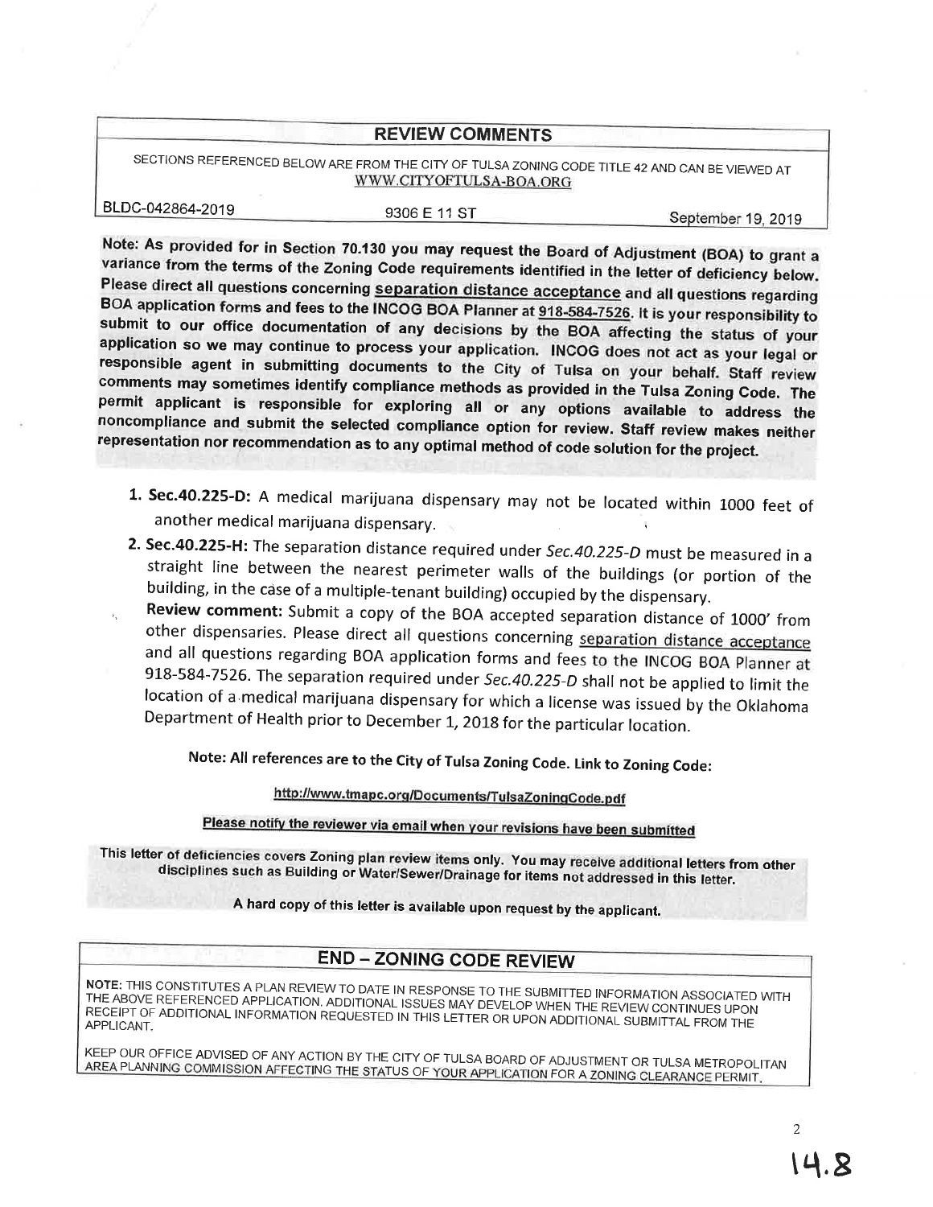## REVIEW COMMENTS

SECTIONS REFERENCED BELOW ARE FROM THE CITY OF TULSA ZONING CODE TITLE 42 AND CAN BE VIEWED AT WWW.CITYOFTULSA-BOA.ORG

| BLDC-042864-2019 | 9306 E 11 ST | September 19, 2019 |
|---|---|---|

**Note: As provided for in Section 70.130 you may request the Board of Adjustment (BOA) to grant a variance from the terms of the Zoning Code requirements identified in the letter of deficiency below. Please direct all questions concerning separation distance acceptance and all questions regarding BOA application forms and fees to the INCOG BOA Planner at 918-584-7526. It is your responsibility to submit to our office documentation of any decisions by the BOA affecting the status of your application so we may continue to process your application. INCOG does not act as your legal or responsible agent in submitting documents to the City of Tulsa on your behalf. Staff review comments may sometimes identify compliance methods as provided in the Tulsa Zoning Code. The permit applicant is responsible for exploring all or any options available to address the noncompliance and submit the selected compliance option for review. Staff review makes neither representation nor recommendation as to any optimal method of code solution for the project.**

1. **Sec.40.225-D:** A medical marijuana dispensary may not be located within 1000 feet of another medical marijuana dispensary.
2. **Sec.40.225-H:** The separation distance required under *Sec.40.225-D* must be measured in a straight line between the nearest perimeter walls of the buildings (or portion of the building, in the case of a multiple-tenant building) occupied by the dispensary.

   **Review comment:** Submit a copy of the BOA accepted separation distance of 1000' from other dispensaries. Please direct all questions concerning separation distance acceptance and all questions regarding BOA application forms and fees to the INCOG BOA Planner at 918-584-7526. The separation required under *Sec.40.225-D* shall not be applied to limit the location of a medical marijuana dispensary for which a license was issued by the Oklahoma Department of Health prior to December 1, 2018 for the particular location.

**Note: All references are to the City of Tulsa Zoning Code. Link to Zoning Code:**

**http://www.tmapc.org/Documents/TulsaZoningCode.pdf**

**Please notify the reviewer via email when your revisions have been submitted**

**This letter of deficiencies covers Zoning plan review items only. You may receive additional letters from other disciplines such as Building or Water/Sewer/Drainage for items not addressed in this letter.**

**A hard copy of this letter is available upon request by the applicant.**

## END – ZONING CODE REVIEW

**NOTE:** THIS CONSTITUTES A PLAN REVIEW TO DATE IN RESPONSE TO THE SUBMITTED INFORMATION ASSOCIATED WITH THE ABOVE REFERENCED APPLICATION. ADDITIONAL ISSUES MAY DEVELOP WHEN THE REVIEW CONTINUES UPON RECEIPT OF ADDITIONAL INFORMATION REQUESTED IN THIS LETTER OR UPON ADDITIONAL SUBMITTAL FROM THE APPLICANT.

KEEP OUR OFFICE ADVISED OF ANY ACTION BY THE CITY OF TULSA BOARD OF ADJUSTMENT OR TULSA METROPOLITAN AREA PLANNING COMMISSION AFFECTING THE STATUS OF YOUR APPLICATION FOR A ZONING CLEARANCE PERMIT.

14.8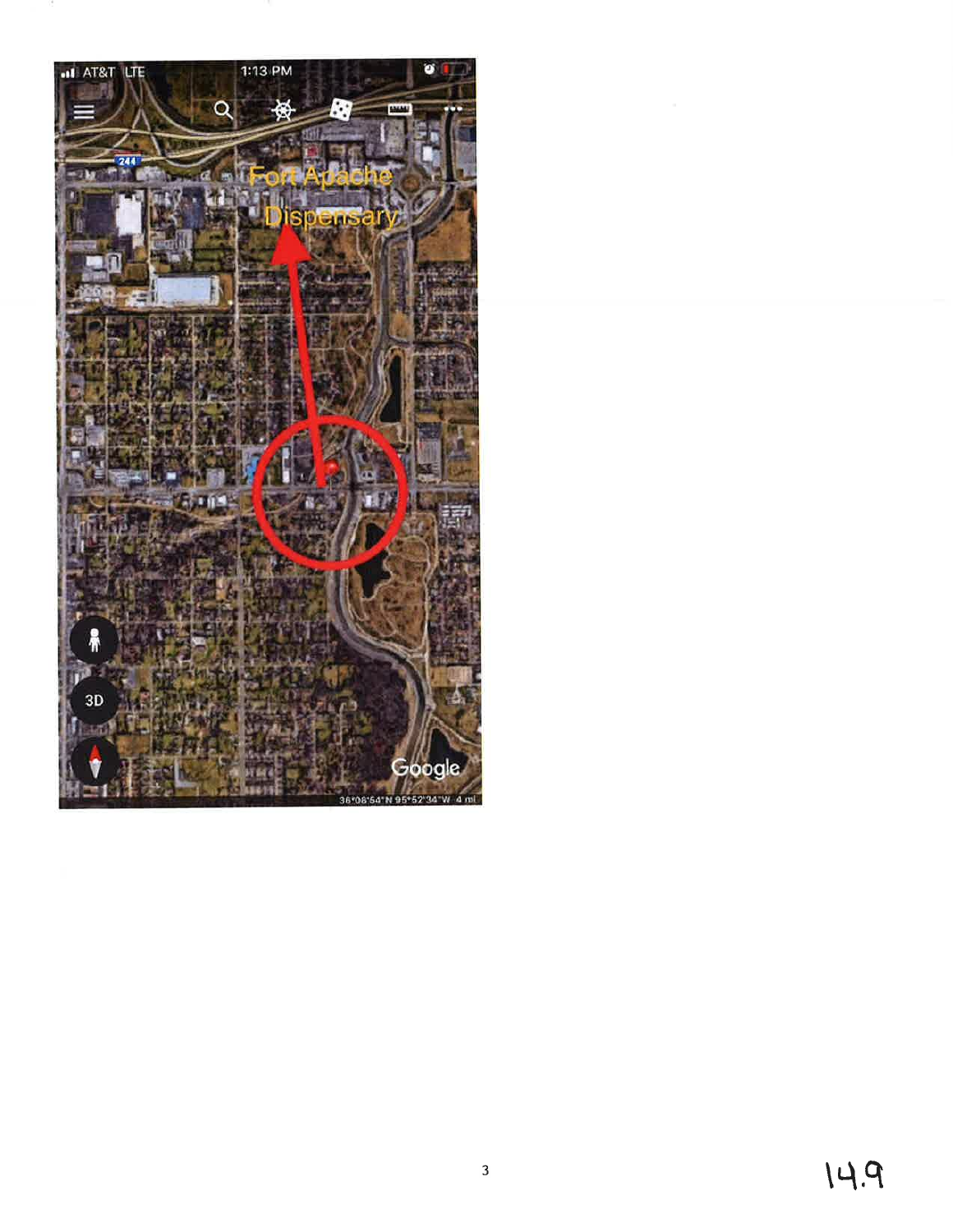Fort Apache Dispensary

14.9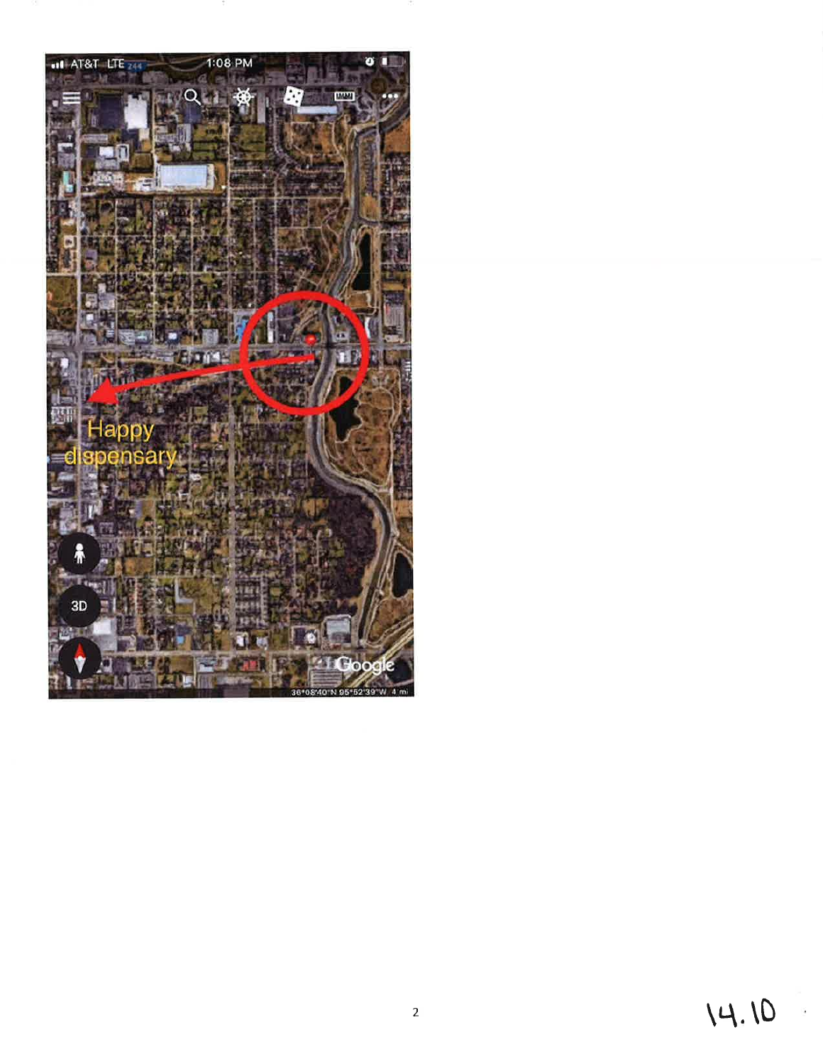Happy dispensary

36°08'40"N 95°52'39"W

14.10